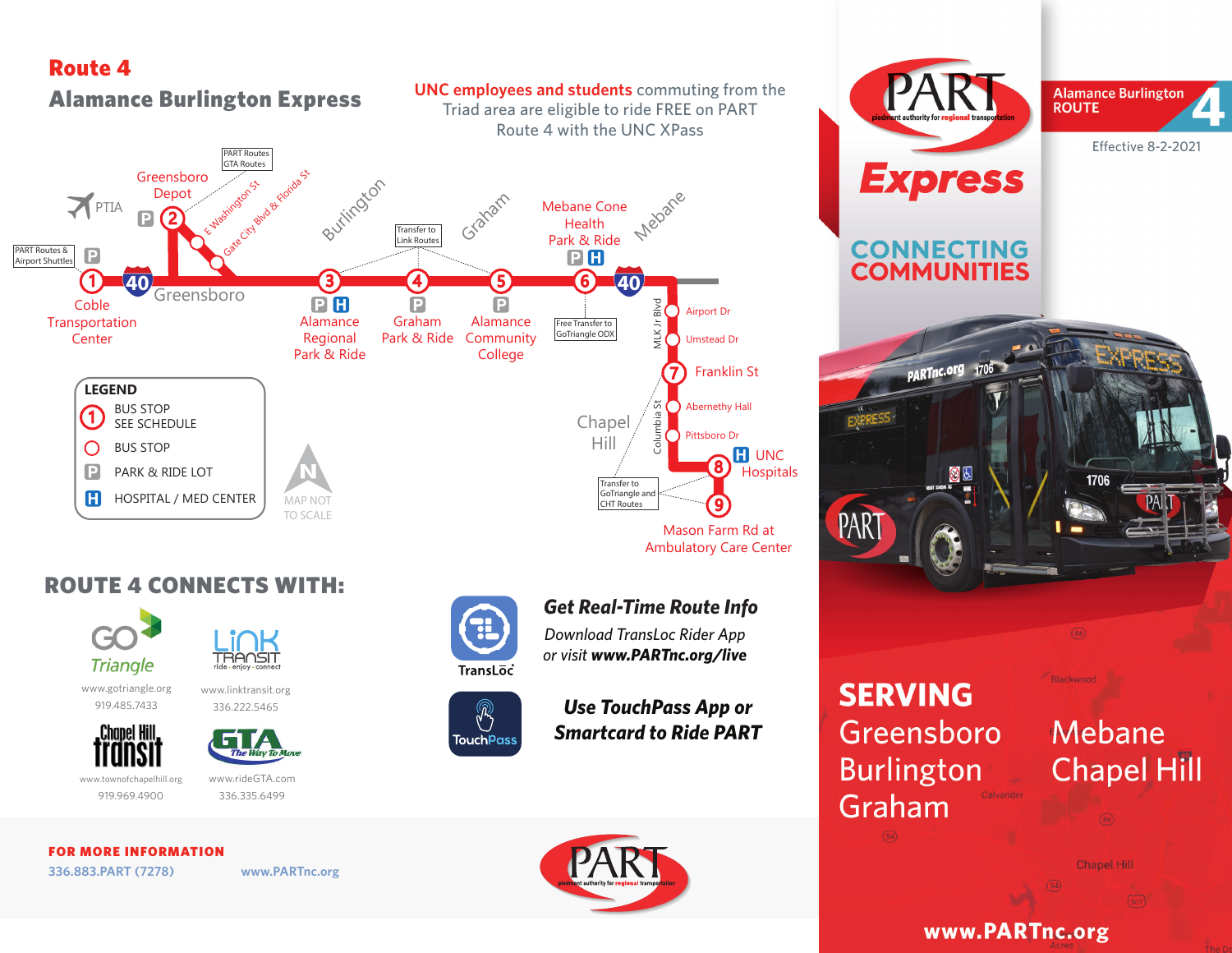# Route 4

## Alamance Burlington Express

**UNC employees and students** commuting from the Triad area are eligible to ride FREE on PART Route 4 with the UNC XPass

PART Routes GTA Routes

Greensboro Depot

E Washington St

Gate City Blvd & Florida St

PTIA

PART Routes & Airport Shuttles

1 Coble Transportation Center

40 Greensboro

Burlington

Transfer to Link Routes

Graham

3 Alamance Regional Park & Ride

4 Graham Park & Ride

5 Alamance Community College

Mebane Cone Health Park & Ride

Mebane

6

Free Transfer to GoTriangle ODX

40

MLK Jr Blvd

Airport Dr

Umstead Dr

7 Franklin St

Columbia St

Abernethy Hall

Pittsboro Dr

Chapel Hill

8 UNC Hospitals

Transfer to GoTriangle and CHT Routes

9 Mason Farm Rd at Ambulatory Care Center

**LEGEND**

- 1 BUS STOP SEE SCHEDULE
- BUS STOP
- P PARK & RIDE LOT
- H HOSPITAL / MED CENTER

MAP NOT TO SCALE

## ROUTE 4 CONNECTS WITH:

GoTriangle
www.gotriangle.org
919.485.7433

Link Transit
www.linktransit.org
336.222.5465

Chapel Hill Transit
www.townofchapelhill.org
919.969.4900

GTA The Way To Move
www.rideGTA.com
336.335.6499

TransLoc

***Get Real-Time Route Info***

*Download TransLoc Rider App or visit **www.PARTnc.org/live***

TouchPass

***Use TouchPass App or Smartcard to Ride PART***

**FOR MORE INFORMATION**

336.883.PART (7278) www.PARTnc.org

PART piedmont authority for regional transportation

PART piedmont authority for regional transportation

**Express**

Alamance Burlington ROUTE 4

Effective 8-2-2021

**CONNECTING COMMUNITIES**

**SERVING**

Greensboro
Burlington
Graham
Mebane
Chapel Hill

**www.PARTnc.org**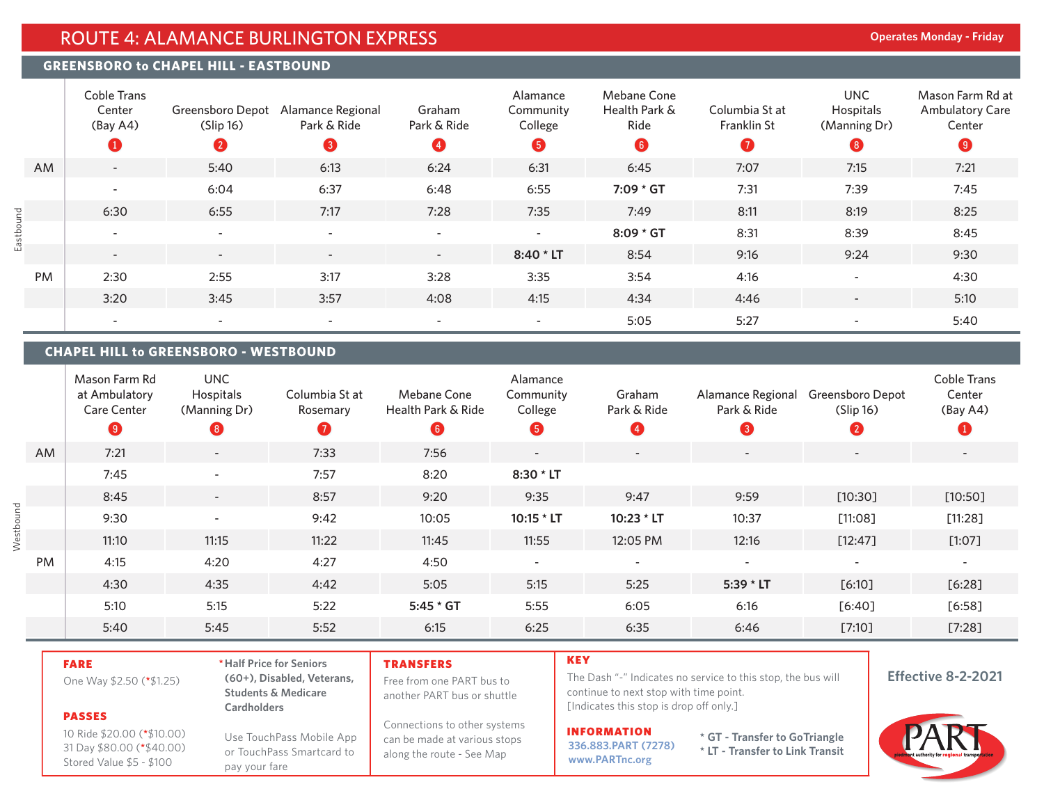# ROUTE 4: ALAMANCE BURLINGTON EXPRESS

**Operates Monday - Friday**

## GREENSBORO to CHAPEL HILL - EASTBOUND

| Eastbound | Coble Trans Center (Bay A4) 1 | Greensboro Depot (Slip 16) 2 | Alamance Regional Park & Ride 3 | Graham Park & Ride 4 | Alamance Community College 5 | Mebane Cone Health Park & Ride 6 | Columbia St at Franklin St 7 | UNC Hospitals (Manning Dr) 8 | Mason Farm Rd at Ambulatory Care Center 9 |
|---|---|---|---|---|---|---|---|---|---|
| AM | - | 5:40 | 6:13 | 6:24 | 6:31 | 6:45 | 7:07 | 7:15 | 7:21 |
| | - | 6:04 | 6:37 | 6:48 | 6:55 | **7:09 * GT** | 7:31 | 7:39 | 7:45 |
| | 6:30 | 6:55 | 7:17 | 7:28 | 7:35 | 7:49 | 8:11 | 8:19 | 8:25 |
| | - | - | - | - | - | **8:09 * GT** | 8:31 | 8:39 | 8:45 |
| | - | - | - | - | **8:40 * LT** | 8:54 | 9:16 | 9:24 | 9:30 |
| PM | 2:30 | 2:55 | 3:17 | 3:28 | 3:35 | 3:54 | 4:16 | - | 4:30 |
| | 3:20 | 3:45 | 3:57 | 4:08 | 4:15 | 4:34 | 4:46 | - | 5:10 |
| | - | - | - | - | - | 5:05 | 5:27 | - | 5:40 |

## CHAPEL HILL to GREENSBORO - WESTBOUND

| Westbound | Mason Farm Rd at Ambulatory Care Center 9 | UNC Hospitals (Manning Dr) 8 | Columbia St at Rosemary 7 | Mebane Cone Health Park & Ride 6 | Alamance Community College 5 | Graham Park & Ride 4 | Alamance Regional Park & Ride 3 | Greensboro Depot (Slip 16) 2 | Coble Trans Center (Bay A4) 1 |
|---|---|---|---|---|---|---|---|---|---|
| AM | 7:21 | - | 7:33 | 7:56 | - | - | - | - | - |
| | 7:45 | - | 7:57 | 8:20 | **8:30 * LT** | | | | |
| | 8:45 | - | 8:57 | 9:20 | 9:35 | 9:47 | 9:59 | [10:30] | [10:50] |
| | 9:30 | - | 9:42 | 10:05 | **10:15 * LT** | **10:23 * LT** | 10:37 | [11:08] | [11:28] |
| | 11:10 | 11:15 | 11:22 | 11:45 | 11:55 | 12:05 PM | 12:16 | [12:47] | [1:07] |
| PM | 4:15 | 4:20 | 4:27 | 4:50 | - | - | - | - | - |
| | 4:30 | 4:35 | 4:42 | 5:05 | 5:15 | 5:25 | **5:39 * LT** | [6:10] | [6:28] |
| | 5:10 | 5:15 | 5:22 | **5:45 * GT** | 5:55 | 6:05 | 6:16 | [6:40] | [6:58] |
| | 5:40 | 5:45 | 5:52 | 6:15 | 6:25 | 6:35 | 6:46 | [7:10] | [7:28] |

**FARE**

One Way $2.50 (*$1.25)

**PASSES**

10 Ride $20.00 (*$10.00)
31 Day $80.00 (*$40.00)
Stored Value $5 - $100

**\*Half Price for Seniors (60+), Disabled, Veterans, Students & Medicare Cardholders**

Use TouchPass Mobile App or TouchPass Smartcard to pay your fare

**TRANSFERS**

Free from one PART bus to another PART bus or shuttle

Connections to other systems can be made at various stops along the route - See Map

**KEY**

The Dash "-" Indicates no service to this stop, the bus will continue to next stop with time point.
[Indicates this stop is drop off only.]

**INFORMATION**

336.883.PART (7278)
www.PARTnc.org

**\* GT - Transfer to GoTriangle**
**\* LT - Transfer to Link Transit**

**Effective 8-2-2021**

PART piedmont authority for regional transportation